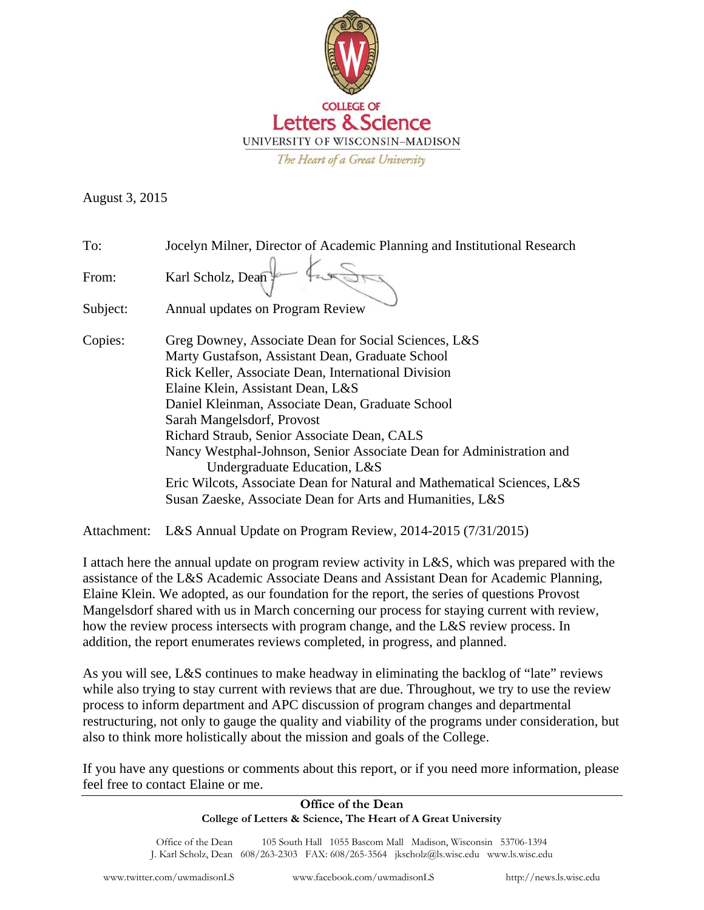COLLEGE OF
**Letters & Science**
UNIVERSITY OF WISCONSIN–MADISON
*The Heart of a Great University*

August 3, 2015

To: Jocelyn Milner, Director of Academic Planning and Institutional Research

From: Karl Scholz, Dean

Subject: Annual updates on Program Review

Copies: Greg Downey, Associate Dean for Social Sciences, L&S
Marty Gustafson, Assistant Dean, Graduate School
Rick Keller, Associate Dean, International Division
Elaine Klein, Assistant Dean, L&S
Daniel Kleinman, Associate Dean, Graduate School
Sarah Mangelsdorf, Provost
Richard Straub, Senior Associate Dean, CALS
Nancy Westphal-Johnson, Senior Associate Dean for Administration and Undergraduate Education, L&S
Eric Wilcots, Associate Dean for Natural and Mathematical Sciences, L&S
Susan Zaeske, Associate Dean for Arts and Humanities, L&S

Attachment: L&S Annual Update on Program Review, 2014-2015 (7/31/2015)

I attach here the annual update on program review activity in L&S, which was prepared with the assistance of the L&S Academic Associate Deans and Assistant Dean for Academic Planning, Elaine Klein. We adopted, as our foundation for the report, the series of questions Provost Mangelsdorf shared with us in March concerning our process for staying current with review, how the review process intersects with program change, and the L&S review process. In addition, the report enumerates reviews completed, in progress, and planned.

As you will see, L&S continues to make headway in eliminating the backlog of "late" reviews while also trying to stay current with reviews that are due. Throughout, we try to use the review process to inform department and APC discussion of program changes and departmental restructuring, not only to gauge the quality and viability of the programs under consideration, but also to think more holistically about the mission and goals of the College.

If you have any questions or comments about this report, or if you need more information, please feel free to contact Elaine or me.

**Office of the Dean**
**College of Letters & Science, The Heart of A Great University**

Office of the Dean 105 South Hall 1055 Bascom Mall Madison, Wisconsin 53706-1394
J. Karl Scholz, Dean 608/263-2303 FAX: 608/265-3564 jkscholz@ls.wisc.edu www.ls.wisc.edu

www.twitter.com/uwmadisonLS www.facebook.com/uwmadisonLS http://news.ls.wisc.edu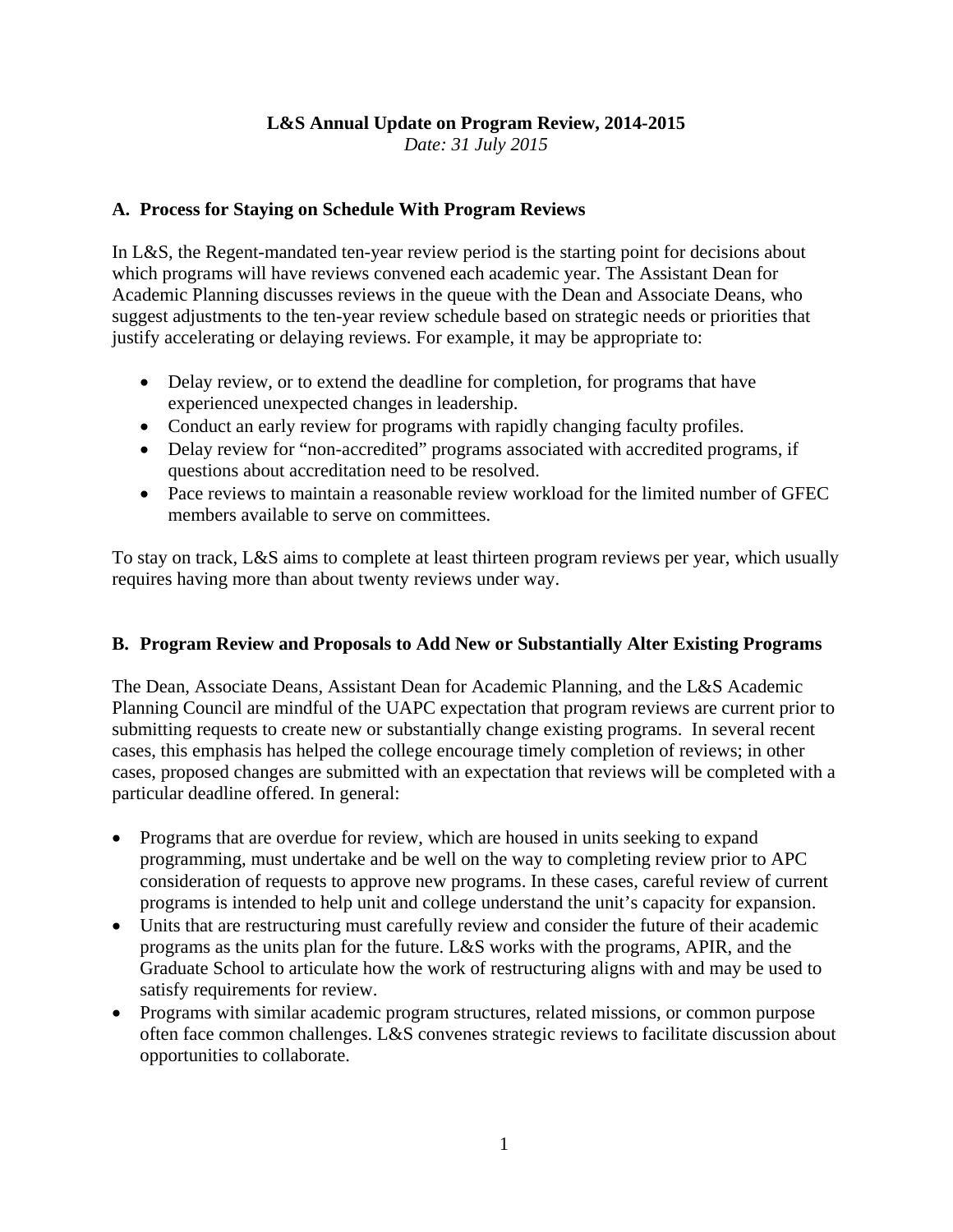**L&S Annual Update on Program Review, 2014-2015**

*Date: 31 July 2015*

## A. Process for Staying on Schedule With Program Reviews

In L&S, the Regent-mandated ten-year review period is the starting point for decisions about which programs will have reviews convened each academic year. The Assistant Dean for Academic Planning discusses reviews in the queue with the Dean and Associate Deans, who suggest adjustments to the ten-year review schedule based on strategic needs or priorities that justify accelerating or delaying reviews. For example, it may be appropriate to:

- Delay review, or to extend the deadline for completion, for programs that have experienced unexpected changes in leadership.
- Conduct an early review for programs with rapidly changing faculty profiles.
- Delay review for "non-accredited" programs associated with accredited programs, if questions about accreditation need to be resolved.
- Pace reviews to maintain a reasonable review workload for the limited number of GFEC members available to serve on committees.

To stay on track, L&S aims to complete at least thirteen program reviews per year, which usually requires having more than about twenty reviews under way.

## B. Program Review and Proposals to Add New or Substantially Alter Existing Programs

The Dean, Associate Deans, Assistant Dean for Academic Planning, and the L&S Academic Planning Council are mindful of the UAPC expectation that program reviews are current prior to submitting requests to create new or substantially change existing programs. In several recent cases, this emphasis has helped the college encourage timely completion of reviews; in other cases, proposed changes are submitted with an expectation that reviews will be completed with a particular deadline offered. In general:

- Programs that are overdue for review, which are housed in units seeking to expand programming, must undertake and be well on the way to completing review prior to APC consideration of requests to approve new programs. In these cases, careful review of current programs is intended to help unit and college understand the unit's capacity for expansion.
- Units that are restructuring must carefully review and consider the future of their academic programs as the units plan for the future. L&S works with the programs, APIR, and the Graduate School to articulate how the work of restructuring aligns with and may be used to satisfy requirements for review.
- Programs with similar academic program structures, related missions, or common purpose often face common challenges. L&S convenes strategic reviews to facilitate discussion about opportunities to collaborate.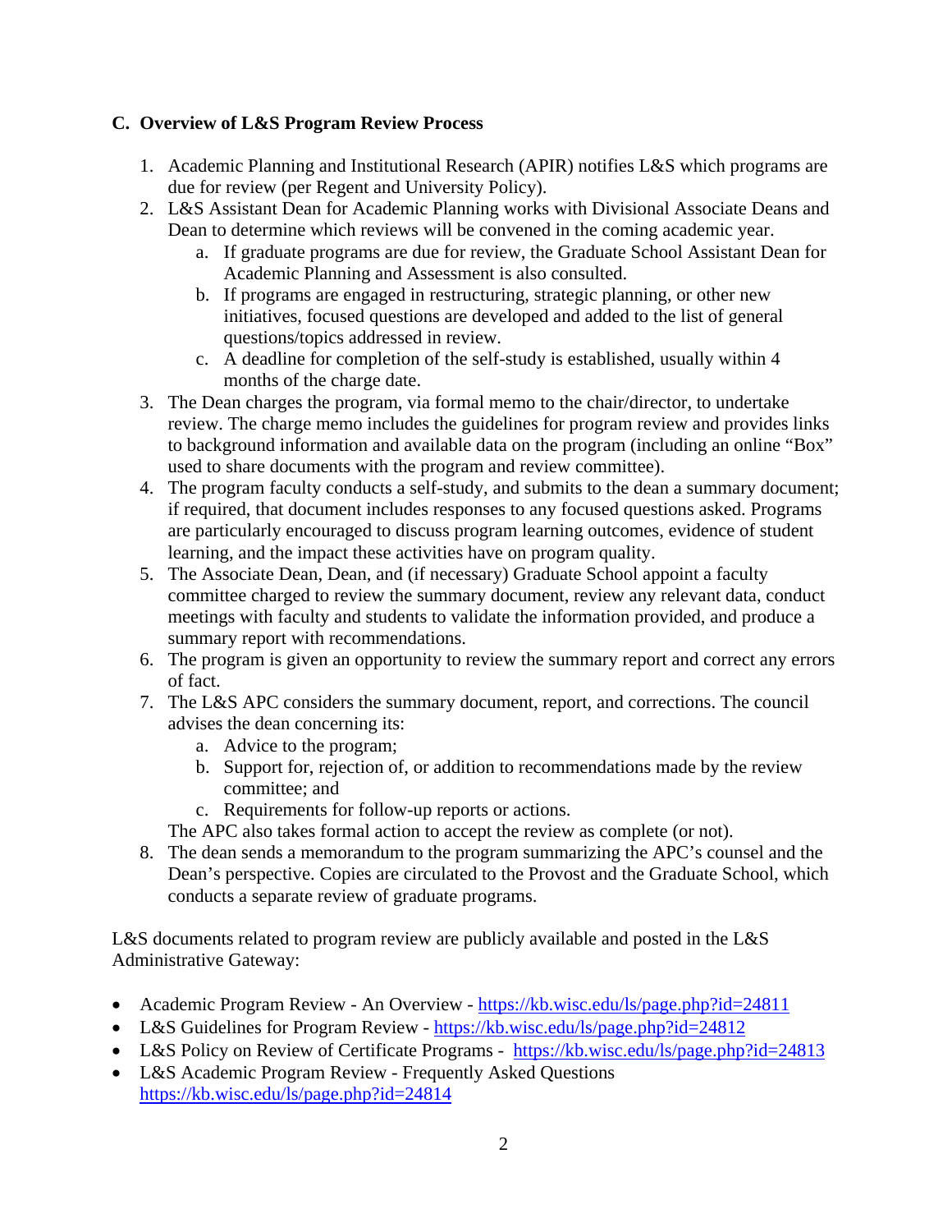### C. Overview of L&S Program Review Process

1. Academic Planning and Institutional Research (APIR) notifies L&S which programs are due for review (per Regent and University Policy).
2. L&S Assistant Dean for Academic Planning works with Divisional Associate Deans and Dean to determine which reviews will be convened in the coming academic year.
   a. If graduate programs are due for review, the Graduate School Assistant Dean for Academic Planning and Assessment is also consulted.
   b. If programs are engaged in restructuring, strategic planning, or other new initiatives, focused questions are developed and added to the list of general questions/topics addressed in review.
   c. A deadline for completion of the self-study is established, usually within 4 months of the charge date.
3. The Dean charges the program, via formal memo to the chair/director, to undertake review. The charge memo includes the guidelines for program review and provides links to background information and available data on the program (including an online "Box" used to share documents with the program and review committee).
4. The program faculty conducts a self-study, and submits to the dean a summary document; if required, that document includes responses to any focused questions asked. Programs are particularly encouraged to discuss program learning outcomes, evidence of student learning, and the impact these activities have on program quality.
5. The Associate Dean, Dean, and (if necessary) Graduate School appoint a faculty committee charged to review the summary document, review any relevant data, conduct meetings with faculty and students to validate the information provided, and produce a summary report with recommendations.
6. The program is given an opportunity to review the summary report and correct any errors of fact.
7. The L&S APC considers the summary document, report, and corrections. The council advises the dean concerning its:
   a. Advice to the program;
   b. Support for, rejection of, or addition to recommendations made by the review committee; and
   c. Requirements for follow-up reports or actions.

   The APC also takes formal action to accept the review as complete (or not).
8. The dean sends a memorandum to the program summarizing the APC's counsel and the Dean's perspective. Copies are circulated to the Provost and the Graduate School, which conducts a separate review of graduate programs.

L&S documents related to program review are publicly available and posted in the L&S Administrative Gateway:

- Academic Program Review - An Overview - https://kb.wisc.edu/ls/page.php?id=24811
- L&S Guidelines for Program Review - https://kb.wisc.edu/ls/page.php?id=24812
- L&S Policy on Review of Certificate Programs - https://kb.wisc.edu/ls/page.php?id=24813
- L&S Academic Program Review - Frequently Asked Questions https://kb.wisc.edu/ls/page.php?id=24814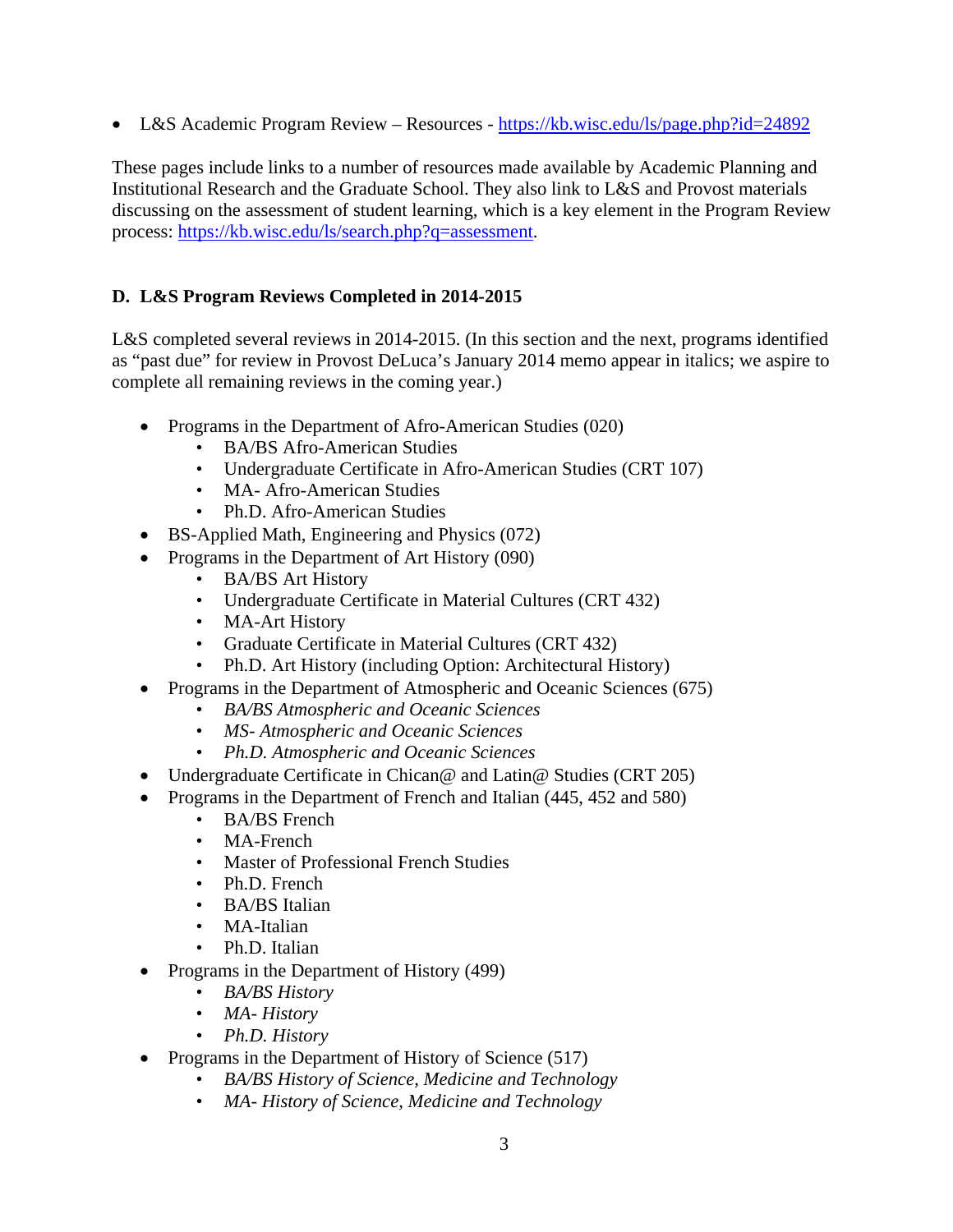- L&S Academic Program Review – Resources - https://kb.wisc.edu/ls/page.php?id=24892

These pages include links to a number of resources made available by Academic Planning and Institutional Research and the Graduate School. They also link to L&S and Provost materials discussing on the assessment of student learning, which is a key element in the Program Review process: https://kb.wisc.edu/ls/search.php?q=assessment.

### D. L&S Program Reviews Completed in 2014-2015

L&S completed several reviews in 2014-2015. (In this section and the next, programs identified as "past due" for review in Provost DeLuca's January 2014 memo appear in italics; we aspire to complete all remaining reviews in the coming year.)

- Programs in the Department of Afro-American Studies (020)
  - BA/BS Afro-American Studies
  - Undergraduate Certificate in Afro-American Studies (CRT 107)
  - MA- Afro-American Studies
  - Ph.D. Afro-American Studies
- BS-Applied Math, Engineering and Physics (072)
- Programs in the Department of Art History (090)
  - BA/BS Art History
  - Undergraduate Certificate in Material Cultures (CRT 432)
  - MA-Art History
  - Graduate Certificate in Material Cultures (CRT 432)
  - Ph.D. Art History (including Option: Architectural History)
- Programs in the Department of Atmospheric and Oceanic Sciences (675)
  - *BA/BS Atmospheric and Oceanic Sciences*
  - *MS- Atmospheric and Oceanic Sciences*
  - *Ph.D. Atmospheric and Oceanic Sciences*
- Undergraduate Certificate in Chican@ and Latin@ Studies (CRT 205)
- Programs in the Department of French and Italian (445, 452 and 580)
  - BA/BS French
  - MA-French
  - Master of Professional French Studies
  - Ph.D. French
  - BA/BS Italian
  - MA-Italian
  - Ph.D. Italian
- Programs in the Department of History (499)
  - *BA/BS History*
  - *MA- History*
  - *Ph.D. History*
- Programs in the Department of History of Science (517)
  - *BA/BS History of Science, Medicine and Technology*
  - *MA- History of Science, Medicine and Technology*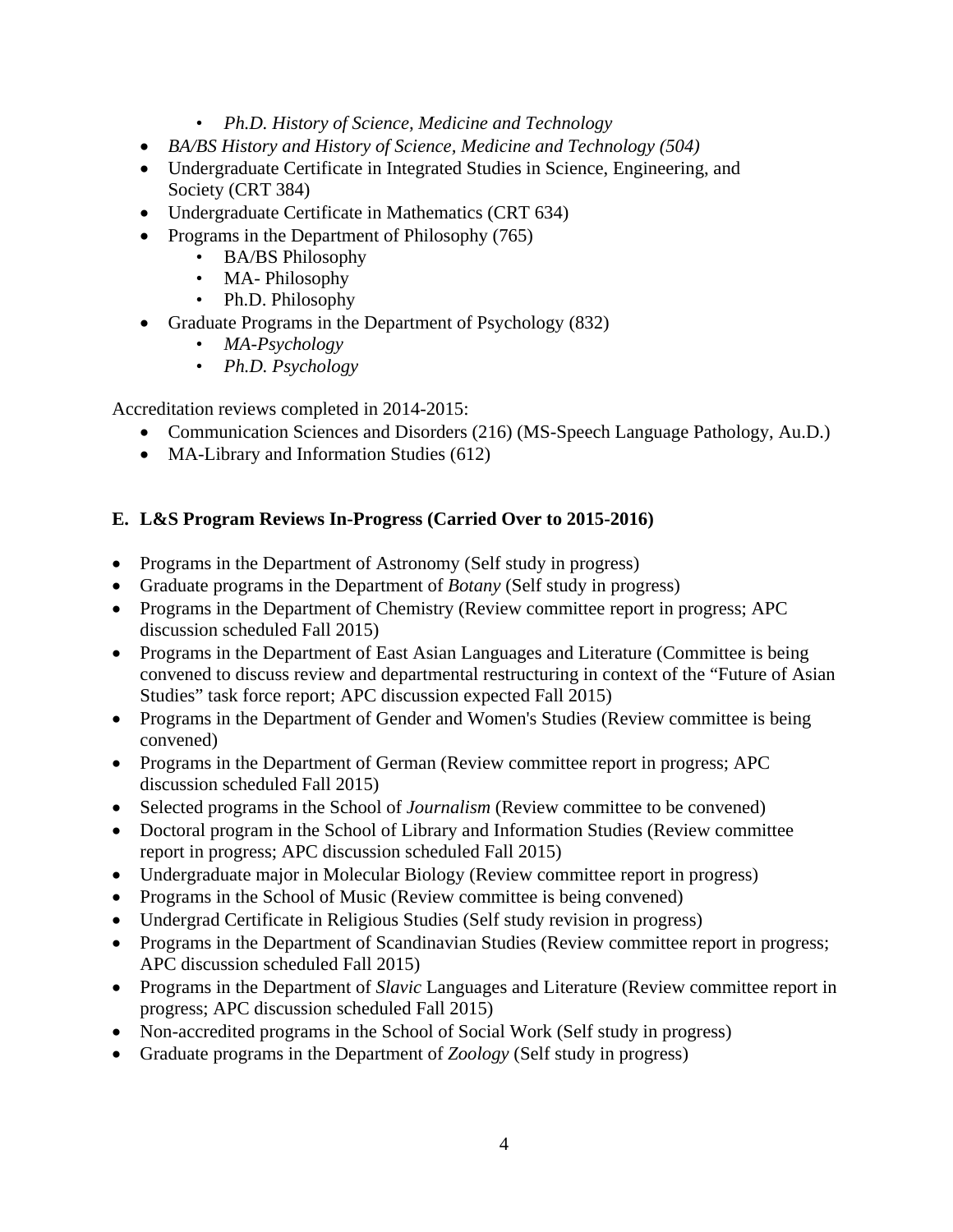- *Ph.D. History of Science, Medicine and Technology*
- *BA/BS History and History of Science, Medicine and Technology (504)*
- Undergraduate Certificate in Integrated Studies in Science, Engineering, and Society (CRT 384)
- Undergraduate Certificate in Mathematics (CRT 634)
- Programs in the Department of Philosophy (765)
    - BA/BS Philosophy
    - MA- Philosophy
    - Ph.D. Philosophy
- Graduate Programs in the Department of Psychology (832)
    - *MA-Psychology*
    - *Ph.D. Psychology*

Accreditation reviews completed in 2014-2015:

- Communication Sciences and Disorders (216) (MS-Speech Language Pathology, Au.D.)
- MA-Library and Information Studies (612)

## E. L&S Program Reviews In-Progress (Carried Over to 2015-2016)

- Programs in the Department of Astronomy (Self study in progress)
- Graduate programs in the Department of *Botany* (Self study in progress)
- Programs in the Department of Chemistry (Review committee report in progress; APC discussion scheduled Fall 2015)
- Programs in the Department of East Asian Languages and Literature (Committee is being convened to discuss review and departmental restructuring in context of the "Future of Asian Studies" task force report; APC discussion expected Fall 2015)
- Programs in the Department of Gender and Women's Studies (Review committee is being convened)
- Programs in the Department of German (Review committee report in progress; APC discussion scheduled Fall 2015)
- Selected programs in the School of *Journalism* (Review committee to be convened)
- Doctoral program in the School of Library and Information Studies (Review committee report in progress; APC discussion scheduled Fall 2015)
- Undergraduate major in Molecular Biology (Review committee report in progress)
- Programs in the School of Music (Review committee is being convened)
- Undergrad Certificate in Religious Studies (Self study revision in progress)
- Programs in the Department of Scandinavian Studies (Review committee report in progress; APC discussion scheduled Fall 2015)
- Programs in the Department of *Slavic* Languages and Literature (Review committee report in progress; APC discussion scheduled Fall 2015)
- Non-accredited programs in the School of Social Work (Self study in progress)
- Graduate programs in the Department of *Zoology* (Self study in progress)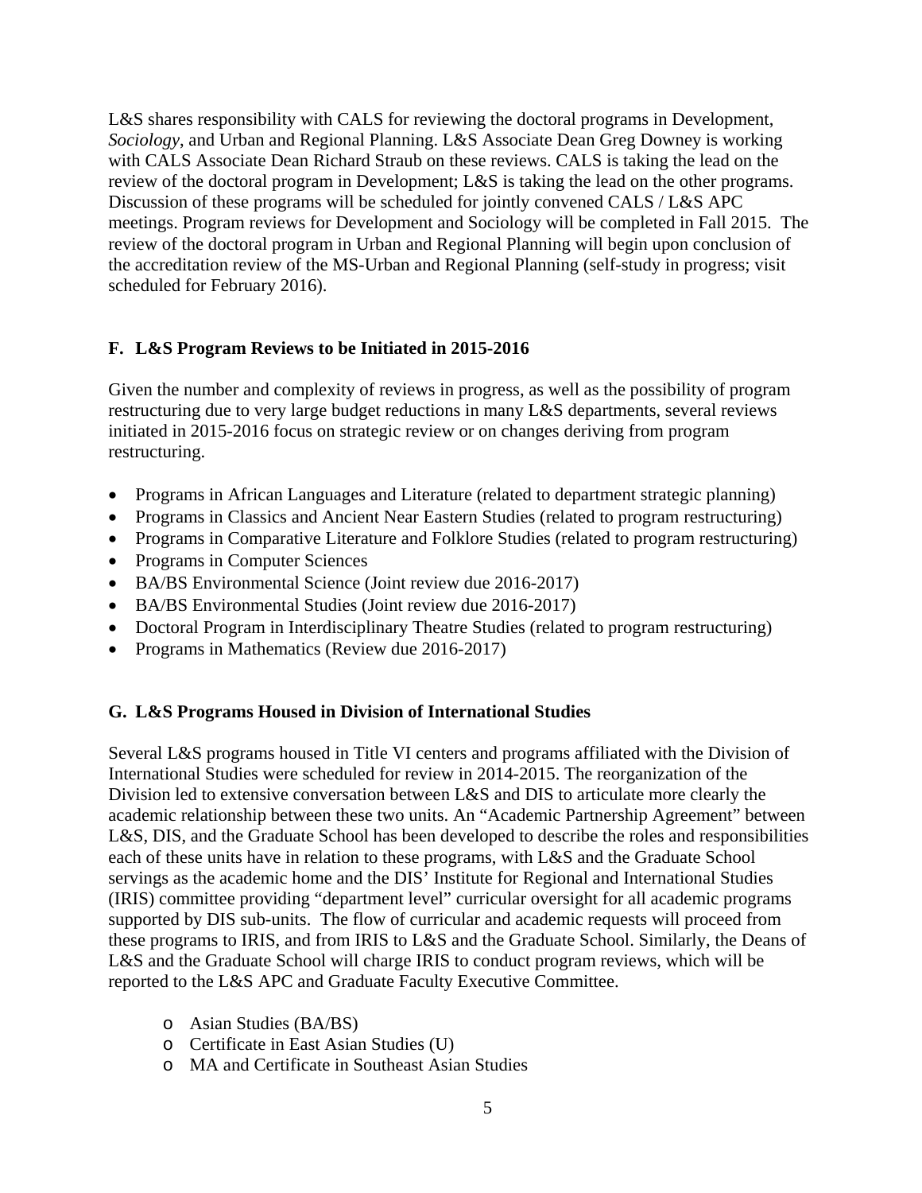L&S shares responsibility with CALS for reviewing the doctoral programs in Development, *Sociology*, and Urban and Regional Planning. L&S Associate Dean Greg Downey is working with CALS Associate Dean Richard Straub on these reviews. CALS is taking the lead on the review of the doctoral program in Development; L&S is taking the lead on the other programs. Discussion of these programs will be scheduled for jointly convened CALS / L&S APC meetings. Program reviews for Development and Sociology will be completed in Fall 2015. The review of the doctoral program in Urban and Regional Planning will begin upon conclusion of the accreditation review of the MS-Urban and Regional Planning (self-study in progress; visit scheduled for February 2016).

### F. L&S Program Reviews to be Initiated in 2015-2016

Given the number and complexity of reviews in progress, as well as the possibility of program restructuring due to very large budget reductions in many L&S departments, several reviews initiated in 2015-2016 focus on strategic review or on changes deriving from program restructuring.

- Programs in African Languages and Literature (related to department strategic planning)
- Programs in Classics and Ancient Near Eastern Studies (related to program restructuring)
- Programs in Comparative Literature and Folklore Studies (related to program restructuring)
- Programs in Computer Sciences
- BA/BS Environmental Science (Joint review due 2016-2017)
- BA/BS Environmental Studies (Joint review due 2016-2017)
- Doctoral Program in Interdisciplinary Theatre Studies (related to program restructuring)
- Programs in Mathematics (Review due 2016-2017)

### G. L&S Programs Housed in Division of International Studies

Several L&S programs housed in Title VI centers and programs affiliated with the Division of International Studies were scheduled for review in 2014-2015. The reorganization of the Division led to extensive conversation between L&S and DIS to articulate more clearly the academic relationship between these two units. An "Academic Partnership Agreement" between L&S, DIS, and the Graduate School has been developed to describe the roles and responsibilities each of these units have in relation to these programs, with L&S and the Graduate School servings as the academic home and the DIS' Institute for Regional and International Studies (IRIS) committee providing "department level" curricular oversight for all academic programs supported by DIS sub-units. The flow of curricular and academic requests will proceed from these programs to IRIS, and from IRIS to L&S and the Graduate School. Similarly, the Deans of L&S and the Graduate School will charge IRIS to conduct program reviews, which will be reported to the L&S APC and Graduate Faculty Executive Committee.

- Asian Studies (BA/BS)
- Certificate in East Asian Studies (U)
- MA and Certificate in Southeast Asian Studies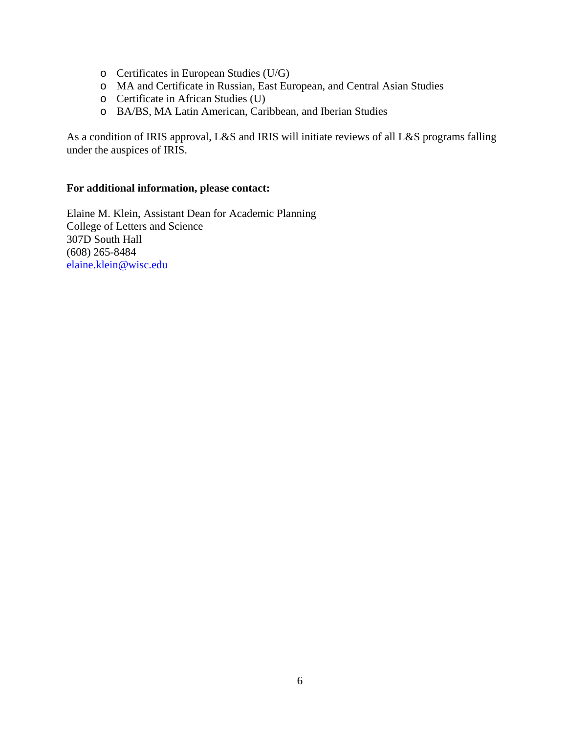- Certificates in European Studies (U/G)
- MA and Certificate in Russian, East European, and Central Asian Studies
- Certificate in African Studies (U)
- BA/BS, MA Latin American, Caribbean, and Iberian Studies

As a condition of IRIS approval, L&S and IRIS will initiate reviews of all L&S programs falling under the auspices of IRIS.

**For additional information, please contact:**

Elaine M. Klein, Assistant Dean for Academic Planning
College of Letters and Science
307D South Hall
(608) 265-8484
elaine.klein@wisc.edu